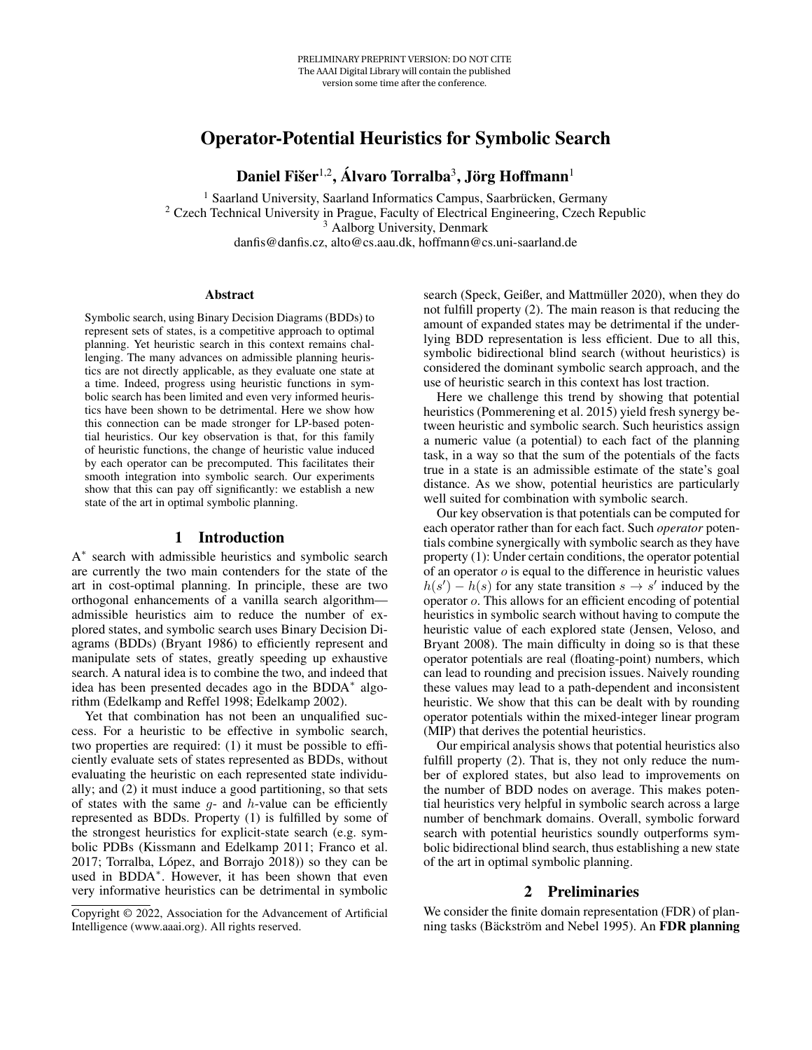PRELIMINARY PREPRINT VERSION: DO NOT CITE
The AAAI Digital Library will contain the published version some time after the conference.

# Operator-Potential Heuristics for Symbolic Search

**Daniel Fišer[1,2], Álvaro Torralba[3], Jörg Hoffmann[1]**

[1] Saarland University, Saarland Informatics Campus, Saarbrücken, Germany
[2] Czech Technical University in Prague, Faculty of Electrical Engineering, Czech Republic
[3] Aalborg University, Denmark
danfis@danfis.cz, alto@cs.aau.dk, hoffmann@cs.uni-saarland.de

## Abstract

Symbolic search, using Binary Decision Diagrams (BDDs) to represent sets of states, is a competitive approach to optimal planning. Yet heuristic search in this context remains challenging. The many advances on admissible planning heuristics are not directly applicable, as they evaluate one state at a time. Indeed, progress using heuristic functions in symbolic search has been limited and even very informed heuristics have been shown to be detrimental. Here we show how this connection can be made stronger for LP-based potential heuristics. Our key observation is that, for this family of heuristic functions, the change of heuristic value induced by each operator can be precomputed. This facilitates their smooth integration into symbolic search. Our experiments show that this can pay off significantly: we establish a new state of the art in optimal symbolic planning.

## 1 Introduction

A$^*$ search with admissible heuristics and symbolic search are currently the two main contenders for the state of the art in cost-optimal planning. In principle, these are two orthogonal enhancements of a vanilla search algorithm—admissible heuristics aim to reduce the number of explored states, and symbolic search uses Binary Decision Diagrams (BDDs) (Bryant 1986) to efficiently represent and manipulate sets of states, greatly speeding up exhaustive search. A natural idea is to combine the two, and indeed that idea has been presented decades ago in the BDDA$^*$ algorithm (Edelkamp and Reffel 1998; Edelkamp 2002).

Yet that combination has not been an unqualified success. For a heuristic to be effective in symbolic search, two properties are required: (1) it must be possible to efficiently evaluate sets of states represented as BDDs, without evaluating the heuristic on each represented state individually; and (2) it must induce a good partitioning, so that sets of states with the same $g$- and $h$-value can be efficiently represented as BDDs. Property (1) is fulfilled by some of the strongest heuristics for explicit-state search (e.g. symbolic PDBs (Kissmann and Edelkamp 2011; Franco et al. 2017; Torralba, López, and Borrajo 2018)) so they can be used in BDDA$^*$. However, it has been shown that even very informative heuristics can be detrimental in symbolic search (Speck, Geißer, and Mattmüller 2020), when they do not fulfill property (2). The main reason is that reducing the amount of expanded states may be detrimental if the underlying BDD representation is less efficient. Due to all this, symbolic bidirectional blind search (without heuristics) is considered the dominant symbolic search approach, and the use of heuristic search in this context has lost traction.

Here we challenge this trend by showing that potential heuristics (Pommerening et al. 2015) yield fresh synergy between heuristic and symbolic search. Such heuristics assign a numeric value (a potential) to each fact of the planning task, in a way so that the sum of the potentials of the facts true in a state is an admissible estimate of the state's goal distance. As we show, potential heuristics are particularly well suited for combination with symbolic search.

Our key observation is that potentials can be computed for each operator rather than for each fact. Such *operator* potentials combine synergically with symbolic search as they have property (1): Under certain conditions, the operator potential of an operator $o$ is equal to the difference in heuristic values $h(s') - h(s)$ for any state transition $s \to s'$ induced by the operator $o$. This allows for an efficient encoding of potential heuristics in symbolic search without having to compute the heuristic value of each explored state (Jensen, Veloso, and Bryant 2008). The main difficulty in doing so is that these operator potentials are real (floating-point) numbers, which can lead to rounding and precision issues. Naively rounding these values may lead to a path-dependent and inconsistent heuristic. We show that this can be dealt with by rounding operator potentials within the mixed-integer linear program (MIP) that derives the potential heuristics.

Our empirical analysis shows that potential heuristics also fulfill property (2). That is, they not only reduce the number of explored states, but also lead to improvements on the number of BDD nodes on average. This makes potential heuristics very helpful in symbolic search across a large number of benchmark domains. Overall, symbolic forward search with potential heuristics soundly outperforms symbolic bidirectional blind search, thus establishing a new state of the art in optimal symbolic planning.

## 2 Preliminaries

We consider the finite domain representation (FDR) of planning tasks (Bäckström and Nebel 1995). An **FDR planning**

Copyright © 2022, Association for the Advancement of Artificial Intelligence (www.aaai.org). All rights reserved.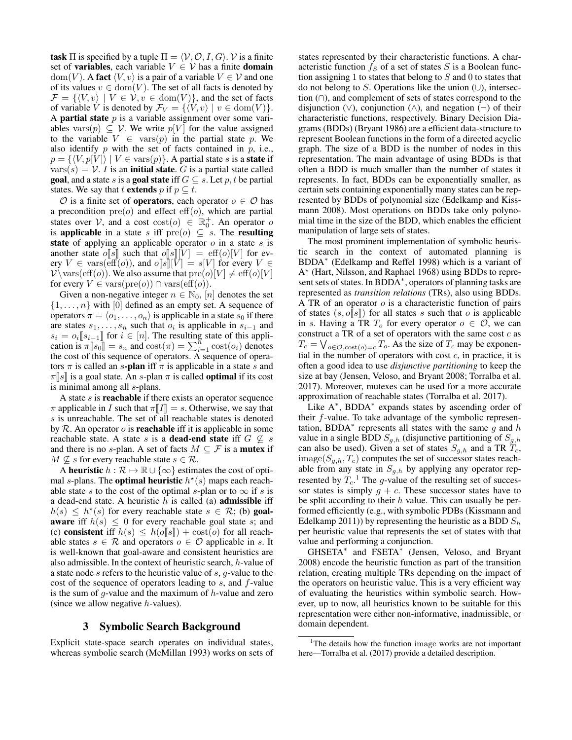**task** $\Pi$ is specified by a tuple $\Pi = \langle \mathcal{V}, \mathcal{O}, I, G \rangle$. $\mathcal{V}$ is a finite set of **variables**, each variable $V \in \mathcal{V}$ has a finite **domain** $\mathrm{dom}(V)$. A **fact** $\langle V, v \rangle$ is a pair of a variable $V \in \mathcal{V}$ and one of its values $v \in \mathrm{dom}(V)$. The set of all facts is denoted by $\mathcal{F} = \{\langle V, v \rangle \mid V \in \mathcal{V}, v \in \mathrm{dom}(V)\}$, and the set of facts of variable $V$ is denoted by $\mathcal{F}_V = \{\langle V, v \rangle \mid v \in \mathrm{dom}(V)\}$. A **partial state** $p$ is a variable assignment over some variables $\mathrm{vars}(p) \subseteq \mathcal{V}$. We write $p[V]$ for the value assigned to the variable $V \in \mathrm{vars}(p)$ in the partial state $p$. We also identify $p$ with the set of facts contained in $p$, i.e., $p = \{\langle V, p[V] \rangle \mid V \in \mathrm{vars}(p)\}$. A partial state $s$ is a **state** if $\mathrm{vars}(s) = \mathcal{V}$. $I$ is an **initial state**. $G$ is a partial state called **goal**, and a state $s$ is a **goal state** iff $G \subseteq s$. Let $p, t$ be partial states. We say that $t$ **extends** $p$ if $p \subseteq t$.

$\mathcal{O}$ is a finite set of **operators**, each operator $o \in \mathcal{O}$ has a precondition $\mathrm{pre}(o)$ and effect $\mathrm{eff}(o)$, which are partial states over $\mathcal{V}$, and a cost $\mathrm{cost}(o) \in \mathbb{R}_0^+$. An operator $o$ is **applicable** in a state $s$ iff $\mathrm{pre}(o) \subseteq s$. The **resulting state** of applying an applicable operator $o$ in a state $s$ is another state $o[\![s]\!]$ such that $o[\![s]\!][V] = \mathrm{eff}(o)[V]$ for every $V \in \mathrm{vars}(\mathrm{eff}(o))$, and $o[\![s]\!][V] = s[V]$ for every $V \in \mathcal{V} \setminus \mathrm{vars}(\mathrm{eff}(o))$. We also assume that $\mathrm{pre}(o)[V] \neq \mathrm{eff}(o)[V]$ for every $V \in \mathrm{vars}(\mathrm{pre}(o)) \cap \mathrm{vars}(\mathrm{eff}(o))$.

Given a non-negative integer $n \in \mathbb{N}_0$, $[n]$ denotes the set $\{1, \ldots, n\}$ with $[0]$ defined as an empty set. A sequence of operators $\pi = \langle o_1, \ldots, o_n \rangle$ is applicable in a state $s_0$ if there are states $s_1, \ldots, s_n$ such that $o_i$ is applicable in $s_{i-1}$ and $s_i = o_i[\![s_{i-1}]\!]$ for $i \in [n]$. The resulting state of this application is $\pi[\![s_0]\!] = s_n$ and $\mathrm{cost}(\pi) = \sum_{i=1}^{n} \mathrm{cost}(o_i)$ denotes the cost of this sequence of operators. A sequence of operators $\pi$ is called an $s$**-plan** iff $\pi$ is applicable in a state $s$ and $\pi[\![s]\!]$ is a goal state. An $s$-plan $\pi$ is called **optimal** if its cost is minimal among all $s$-plans.

A state $s$ is **reachable** if there exists an operator sequence $\pi$ applicable in $I$ such that $\pi[\![I]\!] = s$. Otherwise, we say that $s$ is unreachable. The set of all reachable states is denoted by $\mathcal{R}$. An operator $o$ is **reachable** iff it is applicable in some reachable state. A state $s$ is a **dead-end state** iff $G \not\subseteq s$ and there is no $s$-plan. A set of facts $M \subseteq \mathcal{F}$ is a **mutex** if $M \not\subseteq s$ for every reachable state $s \in \mathcal{R}$.

A **heuristic** $h : \mathcal{R} \mapsto \mathbb{R} \cup \{\infty\}$ estimates the cost of optimal $s$-plans. The **optimal heuristic** $h^\star(s)$ maps each reachable state $s$ to the cost of the optimal $s$-plan or to $\infty$ if $s$ is a dead-end state. A heuristic $h$ is called (a) **admissible** iff $h(s) \leq h^\star(s)$ for every reachable state $s \in \mathcal{R}$; (b) **goal-aware** iff $h(s) \leq 0$ for every reachable goal state $s$; and (c) **consistent** iff $h(s) \leq h(o[\![s]\!]) + \mathrm{cost}(o)$ for all reachable states $s \in \mathcal{R}$ and operators $o \in \mathcal{O}$ applicable in $s$. It is well-known that goal-aware and consistent heuristics are also admissible. In the context of heuristic search, $h$-value of a state node $s$ refers to the heuristic value of $s$, $g$-value to the cost of the sequence of operators leading to $s$, and $f$-value is the sum of $g$-value and the maximum of $h$-value and zero (since we allow negative $h$-values).

## 3 Symbolic Search Background

Explicit state-space search operates on individual states, whereas symbolic search (McMillan 1993) works on sets of states represented by their characteristic functions. A characteristic function $f_S$ of a set of states $S$ is a Boolean function assigning 1 to states that belong to $S$ and 0 to states that do not belong to $S$. Operations like the union ($\cup$), intersection ($\cap$), and complement of sets of states correspond to the disjunction ($\vee$), conjunction ($\wedge$), and negation ($\neg$) of their characteristic functions, respectively. Binary Decision Diagrams (BDDs) (Bryant 1986) are a efficient data-structure to represent Boolean functions in the form of a directed acyclic graph. The size of a BDD is the number of nodes in this representation. The main advantage of using BDDs is that often a BDD is much smaller than the number of states it represents. In fact, BDDs can be exponentially smaller, as certain sets containing exponentially many states can be represented by BDDs of polynomial size (Edelkamp and Kissmann 2008). Most operations on BDDs take only polynomial time in the size of the BDD, which enables the efficient manipulation of large sets of states.

The most prominent implementation of symbolic heuristic search in the context of automated planning is BDDA$^*$ (Edelkamp and Reffel 1998) which is a variant of A$^\star$ (Hart, Nilsson, and Raphael 1968) using BDDs to represent sets of states. In BDDA$^*$, operators of planning tasks are represented as *transition relations* (TRs), also using BDDs. A TR of an operator $o$ is a characteristic function of pairs of states $(s, o[\![s]\!])$ for all states $s$ such that $o$ is applicable in $s$. Having a TR $T_o$ for every operator $o \in \mathcal{O}$, we can construct a TR of a set of operators with the same cost $c$ as $T_c = \bigvee_{o \in \mathcal{O}, \mathrm{cost}(o) = c} T_o$. As the size of $T_c$ may be exponential in the number of operators with cost $c$, in practice, it is often a good idea to use *disjunctive partitioning* to keep the size at bay (Jensen, Veloso, and Bryant 2008; Torralba et al. 2017). Moreover, mutexes can be used for a more accurate approximation of reachable states (Torralba et al. 2017).

Like A$^*$, BDDA$^*$ expands states by ascending order of their $f$-value. To take advantage of the symbolic representation, BDDA$^*$ represents all states with the same $g$ and $h$ value in a single BDD $S_{g,h}$ (disjunctive partitioning of $S_{g,h}$ can also be used). Given a set of states $S_{g,h}$ and a TR $T_c$, $\mathrm{image}(S_{g,h}, T_c)$ computes the set of successor states reachable from any state in $S_{g,h}$ by applying any operator represented by $T_c$.[1] The $g$-value of the resulting set of successor states is simply $g + c$. These successor states have to be split according to their $h$ value. This can usually be performed efficiently (e.g., with symbolic PDBs (Kissmann and Edelkamp 2011)) by representing the heuristic as a BDD $S_h$ per heuristic value that represents the set of states with that value and performing a conjunction.

GHSETA$^*$ and FSETA$^*$ (Jensen, Veloso, and Bryant 2008) encode the heuristic function as part of the transition relation, creating multiple TRs depending on the impact of the operators on heuristic value. This is a very efficient way of evaluating the heuristics within symbolic search. However, up to now, all heuristics known to be suitable for this representation were either non-informative, inadmissible, or domain dependent.

[1] The details how the function image works are not important here—Torralba et al. (2017) provide a detailed description.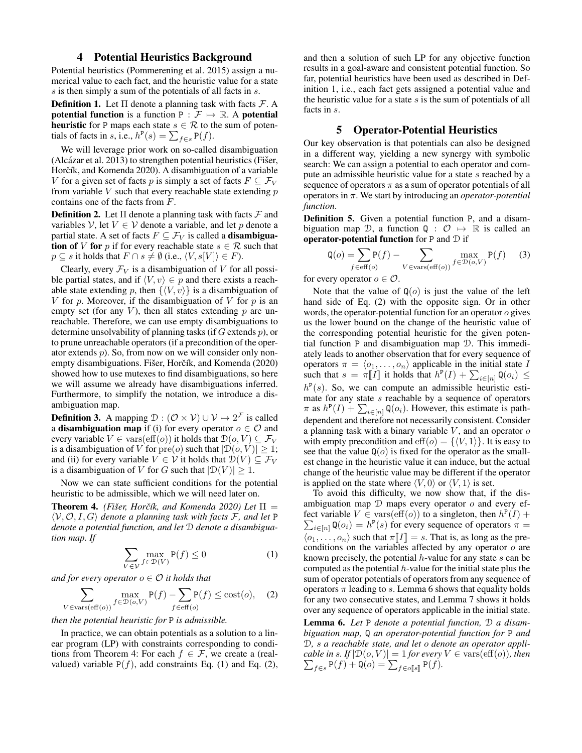## 4 Potential Heuristics Background

Potential heuristics (Pommerening et al. 2015) assign a numerical value to each fact, and the heuristic value for a state $s$ is then simply a sum of the potentials of all facts in $s$.

**Definition 1.** Let $\Pi$ denote a planning task with facts $\mathcal{F}$. A **potential function** is a function $\mathtt{P} : \mathcal{F} \mapsto \mathbb{R}$. A **potential heuristic** for $\mathtt{P}$ maps each state $s \in \mathcal{R}$ to the sum of potentials of facts in $s$, i.e., $h^{\mathtt{P}}(s) = \sum_{f \in s} \mathtt{P}(f)$.

We will leverage prior work on so-called disambiguation (Alcázar et al. 2013) to strengthen potential heuristics (Fišer, Horčík, and Komenda 2020). A disambiguation of a variable $V$ for a given set of facts $p$ is simply a set of facts $F \subseteq \mathcal{F}_V$ from variable $V$ such that every reachable state extending $p$ contains one of the facts from $F$.

**Definition 2.** Let $\Pi$ denote a planning task with facts $\mathcal{F}$ and variables $\mathcal{V}$, let $V \in \mathcal{V}$ denote a variable, and let $p$ denote a partial state. A set of facts $F \subseteq \mathcal{F}_V$ is called a **disambiguation of** $V$ **for** $p$ if for every reachable state $s \in \mathcal{R}$ such that $p \subseteq s$ it holds that $F \cap s \neq \emptyset$ (i.e., $\langle V, s[V] \rangle \in F$).

Clearly, every $\mathcal{F}_V$ is a disambiguation of $V$ for all possible partial states, and if $\langle V, v \rangle \in p$ and there exists a reachable state extending $p$, then $\{\langle V, v \rangle\}$ is a disambiguation of $V$ for $p$. Moreover, if the disambiguation of $V$ for $p$ is an empty set (for any $V$), then all states extending $p$ are unreachable. Therefore, we can use empty disambiguations to determine unsolvability of planning tasks (if $G$ extends $p$), or to prune unreachable operators (if a precondition of the operator extends $p$). So, from now on we will consider only nonempty disambiguations. Fišer, Horčík, and Komenda (2020) showed how to use mutexes to find disambiguations, so here we will assume we already have disambiguations inferred. Furthermore, to simplify the notation, we introduce a disambiguation map.

**Definition 3.** A mapping $\mathcal{D} : (\mathcal{O} \times \mathcal{V}) \cup \mathcal{V} \mapsto 2^{\mathcal{F}}$ is called a **disambiguation map** if (i) for every operator $o \in \mathcal{O}$ and every variable $V \in \mathrm{vars}(\mathrm{eff}(o))$ it holds that $\mathcal{D}(o, V) \subseteq \mathcal{F}_V$ is a disambiguation of $V$ for $\mathrm{pre}(o)$ such that $|\mathcal{D}(o, V)| \geq 1$; and (ii) for every variable $V \in \mathcal{V}$ it holds that $\mathcal{D}(V) \subseteq \mathcal{F}_V$ is a disambiguation of $V$ for $G$ such that $|\mathcal{D}(V)| \geq 1$.

Now we can state sufficient conditions for the potential heuristic to be admissible, which we will need later on.

**Theorem 4.** *(Fišer, Horčík, and Komenda 2020) Let $\Pi = \langle \mathcal{V}, \mathcal{O}, I, G \rangle$ denote a planning task with facts $\mathcal{F}$, and let $\mathtt{P}$ denote a potential function, and let $\mathcal{D}$ denote a disambiguation map. If*

$$\sum_{V \in \mathcal{V}} \max_{f \in \mathcal{D}(V)} \mathtt{P}(f) \leq 0 \tag{1}$$

*and for every operator $o \in \mathcal{O}$ it holds that*

$$\sum_{V \in \mathrm{vars}(\mathrm{eff}(o))} \max_{f \in \mathcal{D}(o,V)} \mathtt{P}(f) - \sum_{f \in \mathrm{eff}(o)} \mathtt{P}(f) \leq \mathrm{cost}(o), \tag{2}$$

*then the potential heuristic for $\mathtt{P}$ is admissible.*

In practice, we can obtain potentials as a solution to a linear program (LP) with constraints corresponding to conditions from Theorem 4: For each $f \in \mathcal{F}$, we create a (real-valued) variable $\mathtt{P}(f)$, add constraints Eq. (1) and Eq. (2), and then a solution of such LP for any objective function results in a goal-aware and consistent potential function. So far, potential heuristics have been used as described in Definition 1, i.e., each fact gets assigned a potential value and the heuristic value for a state $s$ is the sum of potentials of all facts in $s$.

## 5 Operator-Potential Heuristics

Our key observation is that potentials can also be designed in a different way, yielding a new synergy with symbolic search: We can assign a potential to each operator and compute an admissible heuristic value for a state $s$ reached by a sequence of operators $\pi$ as a sum of operator potentials of all operators in $\pi$. We start by introducing an *operator-potential function*.

**Definition 5.** Given a potential function $\mathtt{P}$, and a disambiguation map $\mathcal{D}$, a function $\mathtt{Q} : \mathcal{O} \mapsto \mathbb{R}$ is called an **operator-potential function** for $\mathtt{P}$ and $\mathcal{D}$ if

$$\mathtt{Q}(o) = \sum_{f \in \mathrm{eff}(o)} \mathtt{P}(f) - \sum_{V \in \mathrm{vars}(\mathrm{eff}(o))} \max_{f \in \mathcal{D}(o,V)} \mathtt{P}(f) \tag{3}$$

for every operator $o \in \mathcal{O}$.

Note that the value of $\mathtt{Q}(o)$ is just the value of the left hand side of Eq. (2) with the opposite sign. Or in other words, the operator-potential function for an operator $o$ gives us the lower bound on the change of the heuristic value of the corresponding potential heuristic for the given potential function $\mathtt{P}$ and disambiguation map $\mathcal{D}$. This immediately leads to another observation that for every sequence of operators $\pi = \langle o_1, \ldots, o_n \rangle$ applicable in the initial state $I$ such that $s = \pi[\![I]\!]$ it holds that $h^{\mathtt{P}}(I) + \sum_{i \in [n]} \mathtt{Q}(o_i) \leq h^{\mathtt{P}}(s)$. So, we can compute an admissible heuristic estimate for any state $s$ reachable by a sequence of operators $\pi$ as $h^{\mathtt{P}}(I) + \sum_{i \in [n]} \mathtt{Q}(o_i)$. However, this estimate is path-dependent and therefore not necessarily consistent. Consider a planning task with a binary variable $V$, and an operator $o$ with empty precondition and $\mathrm{eff}(o) = \{\langle V, 1 \rangle\}$. It is easy to see that the value $\mathtt{Q}(o)$ is fixed for the operator as the smallest change in the heuristic value it can induce, but the actual change of the heuristic value may be different if the operator is applied on the state where $\langle V, 0 \rangle$ or $\langle V, 1 \rangle$ is set.

To avoid this difficulty, we now show that, if the disambiguation map $\mathcal{D}$ maps every operator $o$ and every effect variable $V \in \mathrm{vars}(\mathrm{eff}(o))$ to a singleton, then $h^{\mathtt{P}}(I) + \sum_{i \in [n]} \mathtt{Q}(o_i) = h^{\mathtt{P}}(s)$ for every sequence of operators $\pi = \langle o_1, \ldots, o_n \rangle$ such that $\pi[\![I]\!] = s$. That is, as long as the preconditions on the variables affected by any operator $o$ are known precisely, the potential $h$-value for any state $s$ can be computed as the potential $h$-value for the initial state plus the sum of operator potentials of operators from any sequence of operators $\pi$ leading to $s$. Lemma 6 shows that equality holds for any two consecutive states, and Lemma 7 shows it holds over any sequence of operators applicable in the initial state.

**Lemma 6.** *Let $\mathtt{P}$ denote a potential function, $\mathcal{D}$ a disambiguation map, $\mathtt{Q}$ an operator-potential function for $\mathtt{P}$ and $\mathcal{D}$, $s$ a reachable state, and let $o$ denote an operator applicable in $s$. If $|\mathcal{D}(o, V)| = 1$ for every $V \in \mathrm{vars}(\mathrm{eff}(o))$, then $\sum_{f \in s} \mathtt{P}(f) + \mathtt{Q}(o) = \sum_{f \in o[\![s]\!]} \mathtt{P}(f)$.*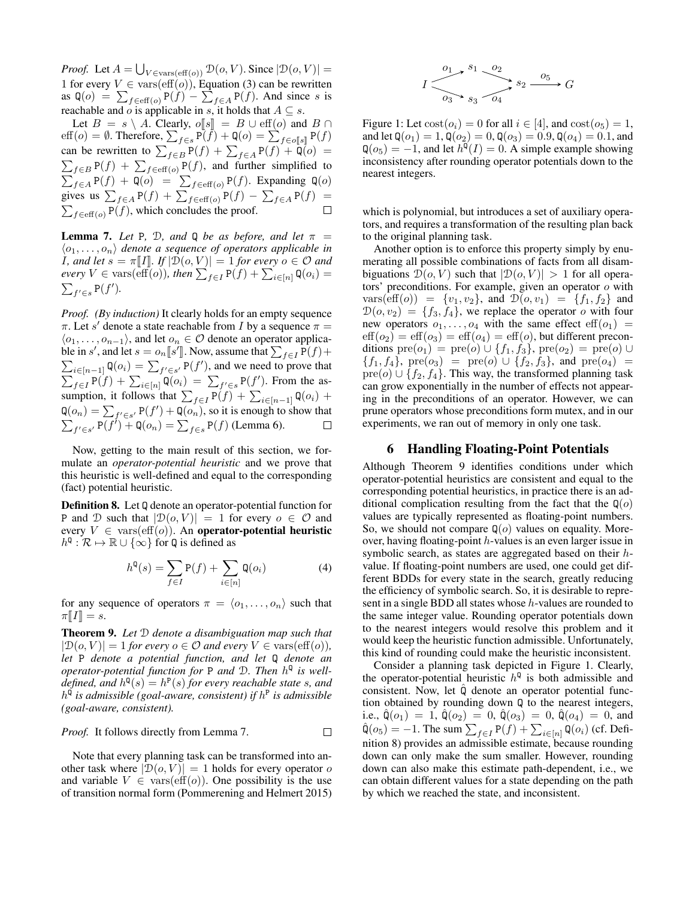*Proof.* Let $A = \bigcup_{V \in \mathrm{vars}(\mathrm{eff}(o))} \mathcal{D}(o, V)$. Since $|\mathcal{D}(o, V)| = 1$ for every $V \in \mathrm{vars}(\mathrm{eff}(o))$, Equation (3) can be rewritten as $\mathtt{Q}(o) = \sum_{f \in \mathrm{eff}(o)} \mathtt{P}(f) - \sum_{f \in A} \mathtt{P}(f)$. And since $s$ is reachable and $o$ is applicable in $s$, it holds that $A \subseteq s$.

Let $B = s \setminus A$. Clearly, $o[\![s]\!] = B \cup \mathrm{eff}(o)$ and $B \cap \mathrm{eff}(o) = \emptyset$. Therefore, $\sum_{f \in s} \mathtt{P}(f) + \mathtt{Q}(o) = \sum_{f \in o[\![s]\!]} \mathtt{P}(f)$ can be rewritten to $\sum_{f \in B} \mathtt{P}(f) + \sum_{f \in A} \mathtt{P}(f) + \mathtt{Q}(o) = \sum_{f \in B} \mathtt{P}(f) + \sum_{f \in \mathrm{eff}(o)} \mathtt{P}(f)$, and further simplified to $\sum_{f \in A} \mathtt{P}(f) + \mathtt{Q}(o) = \sum_{f \in \mathrm{eff}(o)} \mathtt{P}(f)$. Expanding $\mathtt{Q}(o)$ gives us $\sum_{f \in A} \mathtt{P}(f) + \sum_{f \in \mathrm{eff}(o)} \mathtt{P}(f) - \sum_{f \in A} \mathtt{P}(f) = \sum_{f \in \mathrm{eff}(o)} \mathtt{P}(f)$, which concludes the proof. $\square$

**Lemma 7.** *Let* $\mathtt{P}$*,* $\mathcal{D}$*, and* $\mathtt{Q}$ *be as before, and let* $\pi = \langle o_1, \ldots, o_n \rangle$ *denote a sequence of operators applicable in* $I$*, and let* $s = \pi[\![I]\!]$*. If* $|\mathcal{D}(o, V)| = 1$ *for every* $o \in \mathcal{O}$ *and every* $V \in \mathrm{vars}(\mathrm{eff}(o))$*, then* $\sum_{f \in I} \mathtt{P}(f) + \sum_{i \in [n]} \mathtt{Q}(o_i) = \sum_{f' \in s} \mathtt{P}(f')$*.*

*Proof. (By induction)* It clearly holds for an empty sequence $\pi$. Let $s'$ denote a state reachable from $I$ by a sequence $\pi = \langle o_1, \ldots, o_{n-1} \rangle$, and let $o_n \in \mathcal{O}$ denote an operator applicable in $s'$, and let $s = o_n[\![s']\!]$. Now, assume that $\sum_{f \in I} \mathtt{P}(f) + \sum_{i \in [n-1]} \mathtt{Q}(o_i) = \sum_{f' \in s'} \mathtt{P}(f')$, and we need to prove that $\sum_{f \in I} \mathtt{P}(f) + \sum_{i \in [n]} \mathtt{Q}(o_i) = \sum_{f' \in s} \mathtt{P}(f')$. From the assumption, it follows that $\sum_{f \in I} \mathtt{P}(f) + \sum_{i \in [n-1]} \mathtt{Q}(o_i) + \mathtt{Q}(o_n) = \sum_{f' \in s'} \mathtt{P}(f') + \mathtt{Q}(o_n)$, so it is enough to show that $\sum_{f' \in s'} \mathtt{P}(f') + \mathtt{Q}(o_n) = \sum_{f \in s} \mathtt{P}(f)$ (Lemma 6). $\square$

Now, getting to the main result of this section, we formulate an *operator-potential heuristic* and we prove that this heuristic is well-defined and equal to the corresponding (fact) potential heuristic.

**Definition 8.** Let $\mathtt{Q}$ denote an operator-potential function for $\mathtt{P}$ and $\mathcal{D}$ such that $|\mathcal{D}(o, V)| = 1$ for every $o \in \mathcal{O}$ and every $V \in \mathrm{vars}(\mathrm{eff}(o))$. An **operator-potential heuristic** $h^{\mathtt{Q}} : \mathcal{R} \mapsto \mathbb{R} \cup \{\infty\}$ for $\mathtt{Q}$ is defined as

$$h^{\mathtt{Q}}(s) = \sum_{f \in I} \mathtt{P}(f) + \sum_{i \in [n]} \mathtt{Q}(o_i) \qquad (4)$$

for any sequence of operators $\pi = \langle o_1, \ldots, o_n \rangle$ such that $\pi[\![I]\!] = s$.

**Theorem 9.** *Let* $\mathcal{D}$ *denote a disambiguation map such that* $|\mathcal{D}(o, V)| = 1$ *for every* $o \in \mathcal{O}$ *and every* $V \in \mathrm{vars}(\mathrm{eff}(o))$*, let* $\mathtt{P}$ *denote a potential function, and let* $\mathtt{Q}$ *denote an operator-potential function for* $\mathtt{P}$ *and* $\mathcal{D}$*. Then* $h^{\mathtt{Q}}$ *is well-defined, and* $h^{\mathtt{Q}}(s) = h^{\mathtt{P}}(s)$ *for every reachable state* $s$*, and* $h^{\mathtt{Q}}$ *is admissible (goal-aware, consistent) if* $h^{\mathtt{P}}$ *is admissible (goal-aware, consistent).*

*Proof.* It follows directly from Lemma 7. $\square$

Note that every planning task can be transformed into another task where $|\mathcal{D}(o, V)| = 1$ holds for every operator $o$ and variable $V \in \mathrm{vars}(\mathrm{eff}(o))$. One possibility is the use of transition normal form (Pommerening and Helmert 2015) which is polynomial, but introduces a set of auxiliary operators, and requires a transformation of the resulting plan back to the original planning task.

Another option is to enforce this property simply by enumerating all possible combinations of facts from all disambiguations $\mathcal{D}(o, V)$ such that $|\mathcal{D}(o, V)| > 1$ for all operators' preconditions. For example, given an operator $o$ with $\mathrm{vars}(\mathrm{eff}(o)) = \{v_1, v_2\}$, and $\mathcal{D}(o, v_1) = \{f_1, f_2\}$ and $\mathcal{D}(o, v_2) = \{f_3, f_4\}$, we replace the operator $o$ with four new operators $o_1, \ldots, o_4$ with the same effect $\mathrm{eff}(o_1) = \mathrm{eff}(o_2) = \mathrm{eff}(o_3) = \mathrm{eff}(o_4) = \mathrm{eff}(o)$, but different preconditions $\mathrm{pre}(o_1) = \mathrm{pre}(o) \cup \{f_1, f_3\}$, $\mathrm{pre}(o_2) = \mathrm{pre}(o) \cup \{f_1, f_4\}$, $\mathrm{pre}(o_3) = \mathrm{pre}(o) \cup \{f_2, f_3\}$, and $\mathrm{pre}(o_4) = \mathrm{pre}(o) \cup \{f_2, f_4\}$. This way, the transformed planning task can grow exponentially in the number of effects not appearing in the preconditions of an operator. However, we can prune operators whose preconditions form mutex, and in our experiments, we ran out of memory in only one task.

## 6 Handling Floating-Point Potentials

Although Theorem 9 identifies conditions under which operator-potential heuristics are consistent and equal to the corresponding potential heuristics, in practice there is an additional complication resulting from the fact that the $\mathtt{Q}(o)$ values are typically represented as floating-point numbers. So, we should not compare $\mathtt{Q}(o)$ values on equality. Moreover, having floating-point $h$-values is an even larger issue in symbolic search, as states are aggregated based on their $h$-value. If floating-point numbers are used, one could get different BDDs for every state in the search, greatly reducing the efficiency of symbolic search. So, it is desirable to represent in a single BDD all states whose $h$-values are rounded to the same integer value. Rounding operator potentials down to the nearest integers would resolve this problem and it would keep the heuristic function admissible. Unfortunately, this kind of rounding could make the heuristic inconsistent.

Consider a planning task depicted in Figure 1. Clearly, the operator-potential heuristic $h^{\mathtt{Q}}$ is both admissible and consistent. Now, let $\hat{\mathtt{Q}}$ denote an operator potential function obtained by rounding down $\mathtt{Q}$ to the nearest integers, i.e., $\hat{\mathtt{Q}}(o_1) = 1$, $\hat{\mathtt{Q}}(o_2) = 0$, $\hat{\mathtt{Q}}(o_3) = 0$, $\hat{\mathtt{Q}}(o_4) = 0$, and $\hat{\mathtt{Q}}(o_5) = -1$. The sum $\sum_{f \in I} \mathtt{P}(f) + \sum_{i \in [n]} \mathtt{Q}(o_i)$ (cf. Definition 8) provides an admissible estimate, because rounding down can only make the sum smaller. However, rounding down can also make this estimate path-dependent, i.e., we can obtain different values for a state depending on the path by which we reached the state, and inconsistent.

Figure 1: Let $\mathrm{cost}(o_i) = 0$ for all $i \in [4]$, and $\mathrm{cost}(o_5) = 1$, and let $\mathtt{Q}(o_1) = 1$, $\mathtt{Q}(o_2) = 0$, $\mathtt{Q}(o_3) = 0.9$, $\mathtt{Q}(o_4) = 0.1$, and $\mathtt{Q}(o_5) = -1$, and let $h^{\mathtt{Q}}(I) = 0$. A simple example showing inconsistency after rounding operator potentials down to the nearest integers.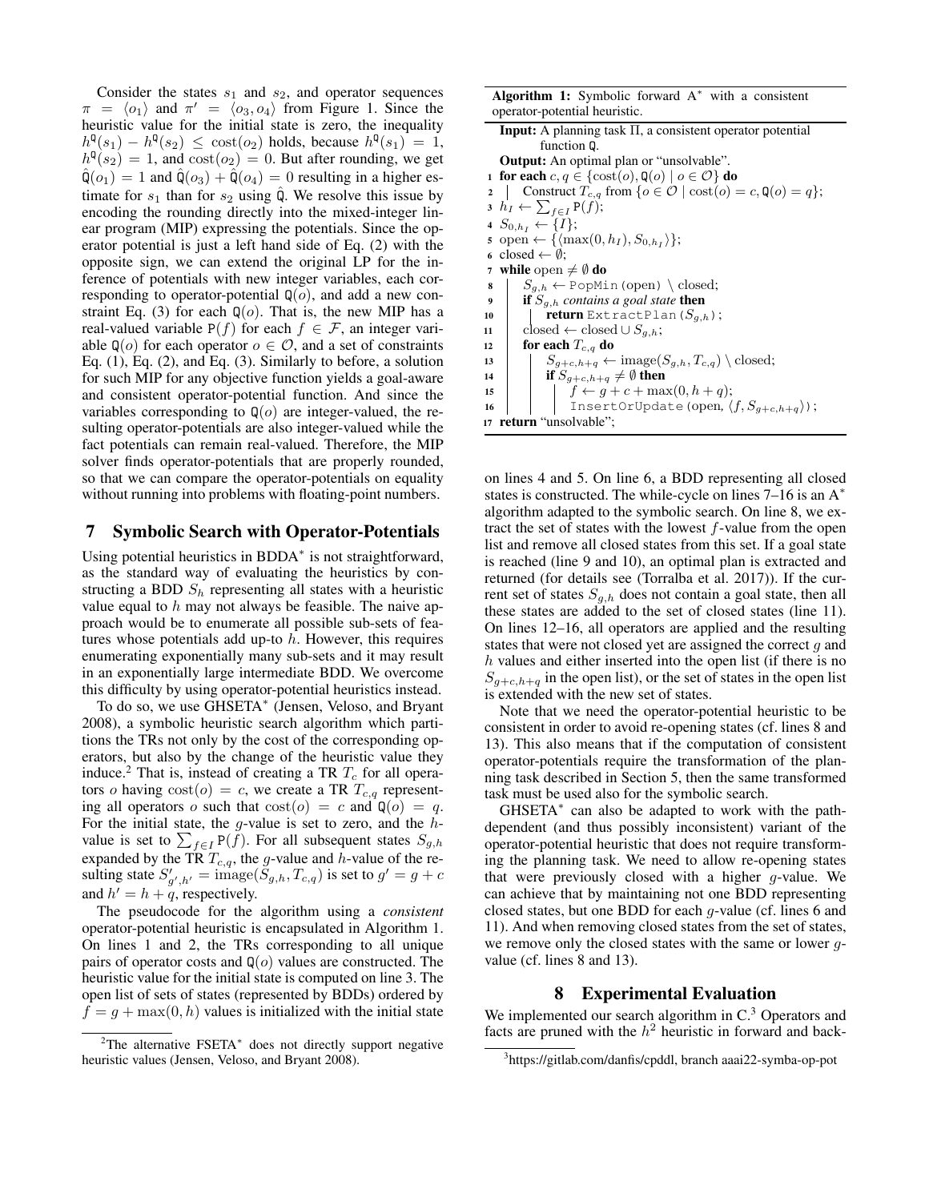Consider the states $s_1$ and $s_2$, and operator sequences $\pi = \langle o_1 \rangle$ and $\pi' = \langle o_3, o_4 \rangle$ from Figure 1. Since the heuristic value for the initial state is zero, the inequality $h^{\mathtt{Q}}(s_1) - h^{\mathtt{Q}}(s_2) \leq \mathrm{cost}(o_2)$ holds, because $h^{\mathtt{Q}}(s_1) = 1$, $h^{\mathtt{Q}}(s_2) = 1$, and $\mathrm{cost}(o_2) = 0$. But after rounding, we get $\hat{\mathtt{Q}}(o_1) = 1$ and $\hat{\mathtt{Q}}(o_3) + \hat{\mathtt{Q}}(o_4) = 0$ resulting in a higher estimate for $s_1$ than for $s_2$ using $\hat{\mathtt{Q}}$. We resolve this issue by encoding the rounding directly into the mixed-integer linear program (MIP) expressing the potentials. Since the operator potential is just a left hand side of Eq. (2) with the opposite sign, we can extend the original LP for the inference of potentials with new integer variables, each corresponding to operator-potential $\mathtt{Q}(o)$, and add a new constraint Eq. (3) for each $\mathtt{Q}(o)$. That is, the new MIP has a real-valued variable $\mathtt{P}(f)$ for each $f \in \mathcal{F}$, an integer variable $\mathtt{Q}(o)$ for each operator $o \in \mathcal{O}$, and a set of constraints Eq. (1), Eq. (2), and Eq. (3). Similarly to before, a solution for such MIP for any objective function yields a goal-aware and consistent operator-potential function. And since the variables corresponding to $\mathtt{Q}(o)$ are integer-valued, the resulting operator-potentials are also integer-valued while the fact potentials can remain real-valued. Therefore, the MIP solver finds operator-potentials that are properly rounded, so that we can compare the operator-potentials on equality without running into problems with floating-point numbers.

## 7 Symbolic Search with Operator-Potentials

Using potential heuristics in BDDA* is not straightforward, as the standard way of evaluating the heuristics by constructing a BDD $S_h$ representing all states with a heuristic value equal to $h$ may not always be feasible. The naive approach would be to enumerate all possible sub-sets of features whose potentials add up-to $h$. However, this requires enumerating exponentially many sub-sets and it may result in an exponentially large intermediate BDD. We overcome this difficulty by using operator-potential heuristics instead.

To do so, we use GHSETA* (Jensen, Veloso, and Bryant 2008), a symbolic heuristic search algorithm which partitions the TRs not only by the cost of the corresponding operators, but also by the change of the heuristic value they induce.[2] That is, instead of creating a TR $T_c$ for all operators $o$ having $\mathrm{cost}(o) = c$, we create a TR $T_{c,q}$ representing all operators $o$ such that $\mathrm{cost}(o) = c$ and $\mathtt{Q}(o) = q$. For the initial state, the $g$-value is set to zero, and the $h$-value is set to $\sum_{f \in I} \mathtt{P}(f)$. For all subsequent states $S_{g,h}$ expanded by the TR $T_{c,q}$, the $g$-value and $h$-value of the resulting state $S'_{g',h'} = \mathrm{image}(S_{g,h}, T_{c,q})$ is set to $g' = g + c$ and $h' = h + q$, respectively.

The pseudocode for the algorithm using a *consistent* operator-potential heuristic is encapsulated in Algorithm 1. On lines 1 and 2, the TRs corresponding to all unique pairs of operator costs and $\mathtt{Q}(o)$ values are constructed. The heuristic value for the initial state is computed on line 3. The open list of sets of states (represented by BDDs) ordered by $f = g + \max(0, h)$ values is initialized with the initial state on lines 4 and 5. On line 6, a BDD representing all closed states is constructed. The while-cycle on lines 7–16 is an A* algorithm adapted to the symbolic search. On line 8, we extract the set of states with the lowest $f$-value from the open list and remove all closed states from this set. If a goal state is reached (line 9 and 10), an optimal plan is extracted and returned (for details see (Torralba et al. 2017)). If the current set of states $S_{g,h}$ does not contain a goal state, then all these states are added to the set of closed states (line 11). On lines 12–16, all operators are applied and the resulting states that were not closed yet are assigned the correct $g$ and $h$ values and either inserted into the open list (if there is no $S_{g+c,h+q}$ in the open list), or the set of states in the open list is extended with the new set of states.

[2] The alternative FSETA* does not directly support negative heuristic values (Jensen, Veloso, and Bryant 2008).

**Algorithm 1:** Symbolic forward A* with a consistent operator-potential heuristic.

**Input:** A planning task $\Pi$, a consistent operator potential function $\mathtt{Q}$.
**Output:** An optimal plan or "unsolvable".

```
1  for each c, q ∈ {cost(o), Q(o) | o ∈ O} do
2      Construct T_{c,q} from {o ∈ O | cost(o) = c, Q(o) = q};
3  h_I ← Σ_{f∈I} P(f);
4  S_{0,h_I} ← {I};
5  open ← {⟨max(0, h_I), S_{0,h_I}⟩};
6  closed ← ∅;
7  while open ≠ ∅ do
8      S_{g,h} ← PopMin(open) \ closed;
9      if S_{g,h} contains a goal state then
10         return ExtractPlan(S_{g,h});
11     closed ← closed ∪ S_{g,h};
12     for each T_{c,q} do
13         S_{g+c,h+q} ← image(S_{g,h}, T_{c,q}) \ closed;
14         if S_{g+c,h+q} ≠ ∅ then
15             f ← g + c + max(0, h + q);
16             InsertOrUpdate(open, ⟨f, S_{g+c,h+q}⟩);
17 return "unsolvable";
```

Note that we need the operator-potential heuristic to be consistent in order to avoid re-opening states (cf. lines 8 and 13). This also means that if the computation of consistent operator-potentials require the transformation of the planning task described in Section 5, then the same transformed task must be used also for the symbolic search.

GHSETA* can also be adapted to work with the path-dependent (and thus possibly inconsistent) variant of the operator-potential heuristic that does not require transforming the planning task. We need to allow re-opening states that were previously closed with a higher $g$-value. We can achieve that by maintaining not one BDD representing closed states, but one BDD for each $g$-value (cf. lines 6 and 11). And when removing closed states from the set of states, we remove only the closed states with the same or lower $g$-value (cf. lines 8 and 13).

## 8 Experimental Evaluation

We implemented our search algorithm in C.[3] Operators and facts are pruned with the $h^2$ heuristic in forward and back-

[3] https://gitlab.com/danfis/cpddl, branch aaai22-symba-op-pot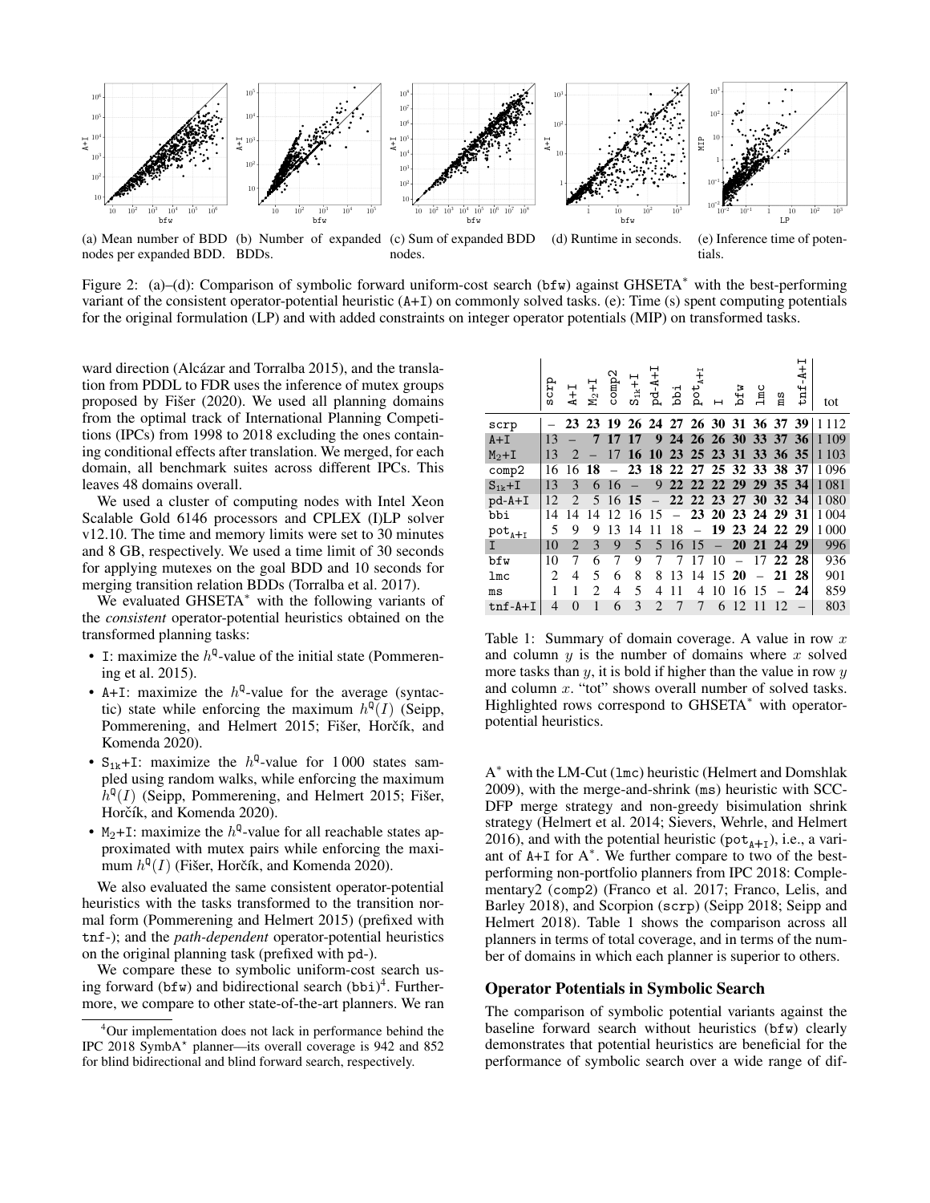(a) Mean number of BDD nodes per expanded BDD. (b) Number of expanded BDDs. (c) Sum of expanded BDD nodes. (d) Runtime in seconds. (e) Inference time of potentials.

Figure 2: (a)–(d): Comparison of symbolic forward uniform-cost search (bfw) against GHSETA* with the best-performing variant of the consistent operator-potential heuristic (A+I) on commonly solved tasks. (e): Time (s) spent computing potentials for the original formulation (LP) and with added constraints on integer operator potentials (MIP) on transformed tasks.

ward direction (Alcázar and Torralba 2015), and the translation from PDDL to FDR uses the inference of mutex groups proposed by Fišer (2020). We used all planning domains from the optimal track of International Planning Competitions (IPCs) from 1998 to 2018 excluding the ones containing conditional effects after translation. We merged, for each domain, all benchmark suites across different IPCs. This leaves 48 domains overall.

We used a cluster of computing nodes with Intel Xeon Scalable Gold 6146 processors and CPLEX (I)LP solver v12.10. The time and memory limits were set to 30 minutes and 8 GB, respectively. We used a time limit of 30 seconds for applying mutexes on the goal BDD and 10 seconds for merging transition relation BDDs (Torralba et al. 2017).

We evaluated GHSETA* with the following variants of the *consistent* operator-potential heuristics obtained on the transformed planning tasks:

- I: maximize the $h^{\mathtt{Q}}$-value of the initial state (Pommerening et al. 2015).
- A+I: maximize the $h^{\mathtt{Q}}$-value for the average (syntactic) state while enforcing the maximum $h^{\mathtt{Q}}(I)$ (Seipp, Pommerening, and Helmert 2015; Fišer, Horčík, and Komenda 2020).
- $\mathtt{S}_{1k}$+I: maximize the $h^{\mathtt{Q}}$-value for 1 000 states sampled using random walks, while enforcing the maximum $h^{\mathtt{Q}}(I)$ (Seipp, Pommerening, and Helmert 2015; Fišer, Horčík, and Komenda 2020).
- $\mathtt{M}_2$+I: maximize the $h^{\mathtt{Q}}$-value for all reachable states approximated with mutex pairs while enforcing the maximum $h^{\mathtt{Q}}(I)$ (Fišer, Horčík, and Komenda 2020).

We also evaluated the same consistent operator-potential heuristics with the tasks transformed to the transition normal form (Pommerening and Helmert 2015) (prefixed with tnf-); and the *path-dependent* operator-potential heuristics on the original planning task (prefixed with pd-).

We compare these to symbolic uniform-cost search using forward (bfw) and bidirectional search (bbi)[4]. Furthermore, we compare to other state-of-the-art planners. We ran

[4]Our implementation does not lack in performance behind the IPC 2018 SymBA* planner—its overall coverage is 942 and 852 for blind bidirectional and blind forward search, respectively.

| | scrp | A+I | $\mathtt{M}_2$+I | comp2 | $\mathtt{S}_{1k}$+I | pd-A+I | bbi | $\mathtt{pot}_{\mathtt{A+I}}$ | I | bfw | lmc | ms | tnf-A+I | tot |
|---|---|---|---|---|---|---|---|---|---|---|---|---|---|---|
| scrp | – | **23** | **23** | **19** | **26** | **24** | **27** | **26** | **30** | **31** | **36** | **37** | **39** | 1 112 |
| A+I | 13 | – | **7** | **17** | **17** | **9** | **24** | **26** | **26** | **30** | **33** | **37** | **36** | 1 109 |
| $\mathtt{M}_2$+I | 13 | 2 | – | 17 | **16** | **10** | **23** | **25** | **23** | **31** | **33** | **36** | **35** | 1 103 |
| comp2 | 16 | 16 | **18** | – | **23** | **18** | **22** | **27** | **25** | **32** | **33** | **38** | **37** | 1 096 |
| $\mathtt{S}_{1k}$+I | 13 | 3 | 6 | 16 | – | 9 | **22** | **22** | **22** | **29** | **29** | **35** | **34** | 1 081 |
| pd-A+I | 12 | 2 | 5 | 16 | **15** | – | **22** | **22** | **23** | **27** | **30** | **32** | **34** | 1 080 |
| bbi | 14 | 14 | 14 | 12 | 16 | 15 | – | **23** | **20** | **23** | **24** | **29** | **31** | 1 004 |
| $\mathtt{pot}_{\mathtt{A+I}}$ | 5 | 9 | 9 | 13 | 14 | 11 | 18 | – | **19** | **23** | **24** | **22** | **29** | 1 000 |
| I | 10 | 2 | 3 | 9 | 5 | 5 | 16 | 15 | – | **20** | **21** | **24** | **29** | 996 |
| bfw | 10 | 7 | 6 | 7 | 9 | 7 | 7 | 17 | 10 | – | 17 | **22** | **28** | 936 |
| lmc | 2 | 4 | 5 | 6 | 8 | 8 | 13 | 14 | 15 | **20** | – | **21** | **28** | 901 |
| ms | 1 | 1 | 2 | 4 | 5 | 4 | 11 | 4 | 10 | 16 | 15 | – | **24** | 859 |
| tnf-A+I | 4 | 0 | 1 | 6 | 3 | 2 | 7 | 7 | 6 | 12 | 11 | 12 | – | 803 |

Table 1: Summary of domain coverage. A value in row $x$ and column $y$ is the number of domains where $x$ solved more tasks than $y$, it is bold if higher than the value in row $y$ and column $x$. "tot" shows overall number of solved tasks. Highlighted rows correspond to GHSETA* with operator-potential heuristics.

A* with the LM-Cut (lmc) heuristic (Helmert and Domshlak 2009), with the merge-and-shrink (ms) heuristic with SCC-DFP merge strategy and non-greedy bisimulation shrink strategy (Helmert et al. 2014; Sievers, Wehrle, and Helmert 2016), and with the potential heuristic ($\mathtt{pot}_{\mathtt{A+I}}$), i.e., a variant of A+I for A*. We further compare to two of the best-performing non-portfolio planners from IPC 2018: Complementary2 (comp2) (Franco et al. 2017; Franco, Lelis, and Barley 2018), and Scorpion (scrp) (Seipp 2018; Seipp and Helmert 2018). Table 1 shows the comparison across all planners in terms of total coverage, and in terms of the number of domains in which each planner is superior to others.

## Operator Potentials in Symbolic Search

The comparison of symbolic potential variants against the baseline forward search without heuristics (bfw) clearly demonstrates that potential heuristics are beneficial for the performance of symbolic search over a wide range of dif-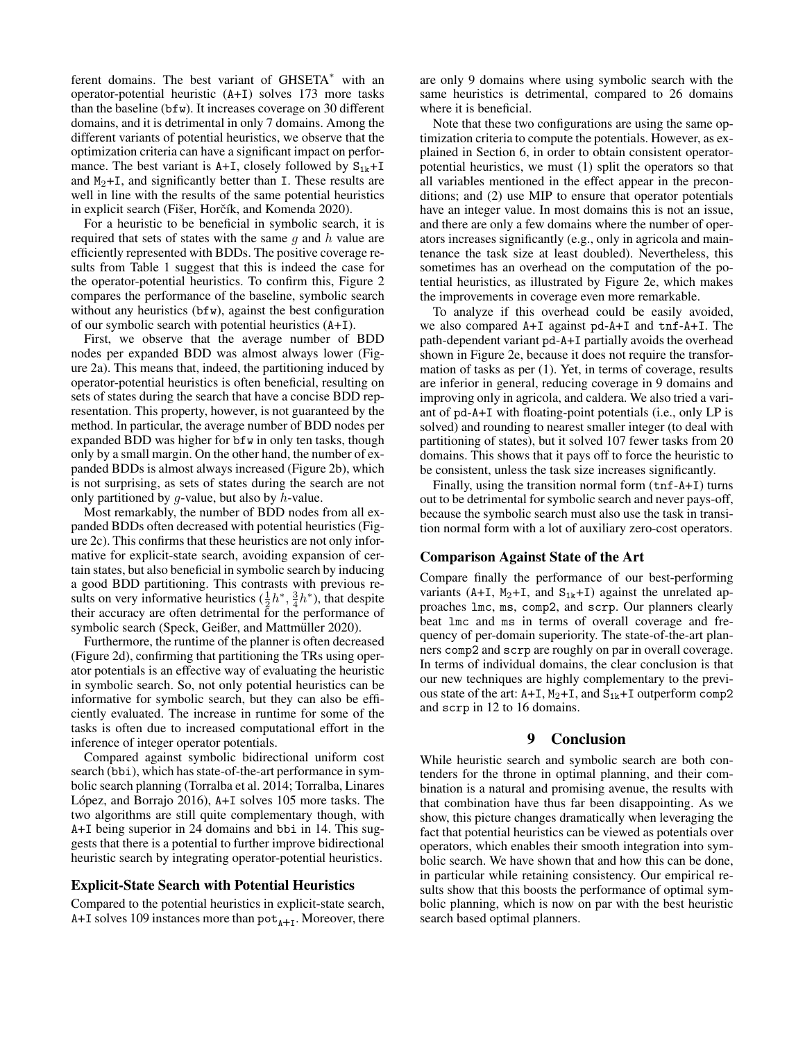ferent domains. The best variant of GHSETA$^*$ with an operator-potential heuristic (A+I) solves 173 more tasks than the baseline (bfw). It increases coverage on 30 different domains, and it is detrimental in only 7 domains. Among the different variants of potential heuristics, we observe that the optimization criteria can have a significant impact on performance. The best variant is A+I, closely followed by $S_{1k}$+I and $M_2$+I, and significantly better than I. These results are well in line with the results of the same potential heuristics in explicit search (Fišer, Horčík, and Komenda 2020).

For a heuristic to be beneficial in symbolic search, it is required that sets of states with the same $g$ and $h$ value are efficiently represented with BDDs. The positive coverage results from Table 1 suggest that this is indeed the case for the operator-potential heuristics. To confirm this, Figure 2 compares the performance of the baseline, symbolic search without any heuristics (bfw), against the best configuration of our symbolic search with potential heuristics (A+I).

First, we observe that the average number of BDD nodes per expanded BDD was almost always lower (Figure 2a). This means that, indeed, the partitioning induced by operator-potential heuristics is often beneficial, resulting on sets of states during the search that have a concise BDD representation. This property, however, is not guaranteed by the method. In particular, the average number of BDD nodes per expanded BDD was higher for bfw in only ten tasks, though only by a small margin. On the other hand, the number of expanded BDDs is almost always increased (Figure 2b), which is not surprising, as sets of states during the search are not only partitioned by $g$-value, but also by $h$-value.

Most remarkably, the number of BDD nodes from all expanded BDDs often decreased with potential heuristics (Figure 2c). This confirms that these heuristics are not only informative for explicit-state search, avoiding expansion of certain states, but also beneficial in symbolic search by inducing a good BDD partitioning. This contrasts with previous results on very informative heuristics ($\frac{1}{2}h^*, \frac{3}{4}h^*$), that despite their accuracy are often detrimental for the performance of symbolic search (Speck, Geißer, and Mattmüller 2020).

Furthermore, the runtime of the planner is often decreased (Figure 2d), confirming that partitioning the TRs using operator potentials is an effective way of evaluating the heuristic in symbolic search. So, not only potential heuristics can be informative for symbolic search, but they can also be efficiently evaluated. The increase in runtime for some of the tasks is often due to increased computational effort in the inference of integer operator potentials.

Compared against symbolic bidirectional uniform cost search (bbi), which has state-of-the-art performance in symbolic search planning (Torralba et al. 2014; Torralba, Linares López, and Borrajo 2016), A+I solves 105 more tasks. The two algorithms are still quite complementary though, with A+I being superior in 24 domains and bbi in 14. This suggests that there is a potential to further improve bidirectional heuristic search by integrating operator-potential heuristics.

### Explicit-State Search with Potential Heuristics

Compared to the potential heuristics in explicit-state search, A+I solves 109 instances more than $\text{pot}_{\text{A+I}}$. Moreover, there are only 9 domains where using symbolic search with the same heuristics is detrimental, compared to 26 domains where it is beneficial.

Note that these two configurations are using the same optimization criteria to compute the potentials. However, as explained in Section 6, in order to obtain consistent operator-potential heuristics, we must (1) split the operators so that all variables mentioned in the effect appear in the preconditions; and (2) use MIP to ensure that operator potentials have an integer value. In most domains this is not an issue, and there are only a few domains where the number of operators increases significantly (e.g., only in agricola and maintenance the task size at least doubled). Nevertheless, this sometimes has an overhead on the computation of the potential heuristics, as illustrated by Figure 2e, which makes the improvements in coverage even more remarkable.

To analyze if this overhead could be easily avoided, we also compared A+I against pd-A+I and tnf-A+I. The path-dependent variant pd-A+I partially avoids the overhead shown in Figure 2e, because it does not require the transformation of tasks as per (1). Yet, in terms of coverage, results are inferior in general, reducing coverage in 9 domains and improving only in agricola, and caldera. We also tried a variant of pd-A+I with floating-point potentials (i.e., only LP is solved) and rounding to nearest smaller integer (to deal with partitioning of states), but it solved 107 fewer tasks from 20 domains. This shows that it pays off to force the heuristic to be consistent, unless the task size increases significantly.

Finally, using the transition normal form (tnf-A+I) turns out to be detrimental for symbolic search and never pays-off, because the symbolic search must also use the task in transition normal form with a lot of auxiliary zero-cost operators.

### Comparison Against State of the Art

Compare finally the performance of our best-performing variants (A+I, $M_2$+I, and $S_{1k}$+I) against the unrelated approaches lmc, ms, comp2, and scrp. Our planners clearly beat lmc and ms in terms of overall coverage and frequency of per-domain superiority. The state-of-the-art planners comp2 and scrp are roughly on par in overall coverage. In terms of individual domains, the clear conclusion is that our new techniques are highly complementary to the previous state of the art: A+I, $M_2$+I, and $S_{1k}$+I outperform comp2 and scrp in 12 to 16 domains.

## 9 Conclusion

While heuristic search and symbolic search are both contenders for the throne in optimal planning, and their combination is a natural and promising avenue, the results with that combination have thus far been disappointing. As we show, this picture changes dramatically when leveraging the fact that potential heuristics can be viewed as potentials over operators, which enables their smooth integration into symbolic search. We have shown that and how this can be done, in particular while retaining consistency. Our empirical results show that this boosts the performance of optimal symbolic planning, which is now on par with the best heuristic search based optimal planners.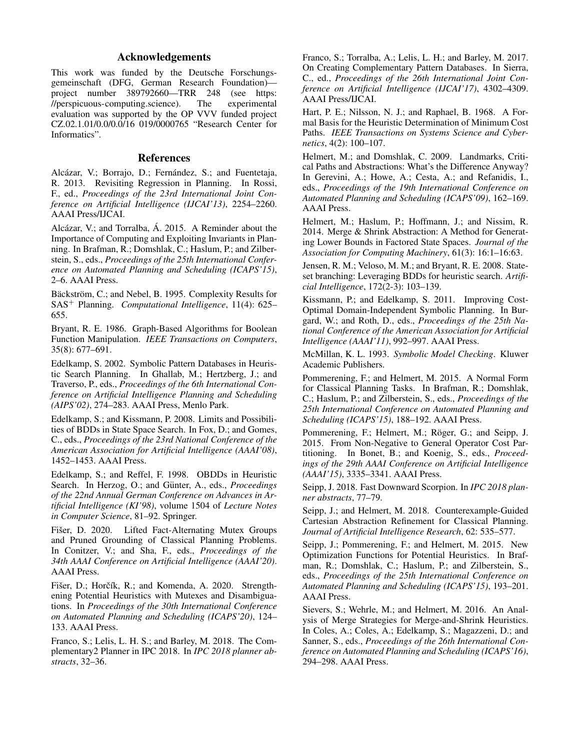## Acknowledgements

This work was funded by the Deutsche Forschungsgemeinschaft (DFG, German Research Foundation)—project number 389792660—TRR 248 (see https://perspicuous-computing.science). The experimental evaluation was supported by the OP VVV funded project CZ.02.1.01/0.0/0.0/16 019/0000765 "Research Center for Informatics".

## References

Alcázar, V.; Borrajo, D.; Fernández, S.; and Fuentetaja, R. 2013. Revisiting Regression in Planning. In Rossi, F., ed., *Proceedings of the 23rd International Joint Conference on Artificial Intelligence (IJCAI'13)*, 2254–2260. AAAI Press/IJCAI.

Alcázar, V.; and Torralba, Á. 2015. A Reminder about the Importance of Computing and Exploiting Invariants in Planning. In Brafman, R.; Domshlak, C.; Haslum, P.; and Zilberstein, S., eds., *Proceedings of the 25th International Conference on Automated Planning and Scheduling (ICAPS'15)*, 2–6. AAAI Press.

Bäckström, C.; and Nebel, B. 1995. Complexity Results for SAS$^+$ Planning. *Computational Intelligence*, 11(4): 625–655.

Bryant, R. E. 1986. Graph-Based Algorithms for Boolean Function Manipulation. *IEEE Transactions on Computers*, 35(8): 677–691.

Edelkamp, S. 2002. Symbolic Pattern Databases in Heuristic Search Planning. In Ghallab, M.; Hertzberg, J.; and Traverso, P., eds., *Proceedings of the 6th International Conference on Artificial Intelligence Planning and Scheduling (AIPS'02)*, 274–283. AAAI Press, Menlo Park.

Edelkamp, S.; and Kissmann, P. 2008. Limits and Possibilities of BDDs in State Space Search. In Fox, D.; and Gomes, C., eds., *Proceedings of the 23rd National Conference of the American Association for Artificial Intelligence (AAAI'08)*, 1452–1453. AAAI Press.

Edelkamp, S.; and Reffel, F. 1998. OBDDs in Heuristic Search. In Herzog, O.; and Günter, A., eds., *Proceedings of the 22nd Annual German Conference on Advances in Artificial Intelligence (KI'98)*, volume 1504 of *Lecture Notes in Computer Science*, 81–92. Springer.

Fišer, D. 2020. Lifted Fact-Alternating Mutex Groups and Pruned Grounding of Classical Planning Problems. In Conitzer, V.; and Sha, F., eds., *Proceedings of the 34th AAAI Conference on Artificial Intelligence (AAAI'20)*. AAAI Press.

Fišer, D.; Horčík, R.; and Komenda, A. 2020. Strengthening Potential Heuristics with Mutexes and Disambiguations. In *Proceedings of the 30th International Conference on Automated Planning and Scheduling (ICAPS'20)*, 124–133. AAAI Press.

Franco, S.; Lelis, L. H. S.; and Barley, M. 2018. The Complementary2 Planner in IPC 2018. In *IPC 2018 planner abstracts*, 32–36.

Franco, S.; Torralba, A.; Lelis, L. H.; and Barley, M. 2017. On Creating Complementary Pattern Databases. In Sierra, C., ed., *Proceedings of the 26th International Joint Conference on Artificial Intelligence (IJCAI'17)*, 4302–4309. AAAI Press/IJCAI.

Hart, P. E.; Nilsson, N. J.; and Raphael, B. 1968. A Formal Basis for the Heuristic Determination of Minimum Cost Paths. *IEEE Transactions on Systems Science and Cybernetics*, 4(2): 100–107.

Helmert, M.; and Domshlak, C. 2009. Landmarks, Critical Paths and Abstractions: What's the Difference Anyway? In Gerevini, A.; Howe, A.; Cesta, A.; and Refanidis, I., eds., *Proceedings of the 19th International Conference on Automated Planning and Scheduling (ICAPS'09)*, 162–169. AAAI Press.

Helmert, M.; Haslum, P.; Hoffmann, J.; and Nissim, R. 2014. Merge & Shrink Abstraction: A Method for Generating Lower Bounds in Factored State Spaces. *Journal of the Association for Computing Machinery*, 61(3): 16:1–16:63.

Jensen, R. M.; Veloso, M. M.; and Bryant, R. E. 2008. State-set branching: Leveraging BDDs for heuristic search. *Artificial Intelligence*, 172(2-3): 103–139.

Kissmann, P.; and Edelkamp, S. 2011. Improving Cost-Optimal Domain-Independent Symbolic Planning. In Burgard, W.; and Roth, D., eds., *Proceedings of the 25th National Conference of the American Association for Artificial Intelligence (AAAI'11)*, 992–997. AAAI Press.

McMillan, K. L. 1993. *Symbolic Model Checking*. Kluwer Academic Publishers.

Pommerening, F.; and Helmert, M. 2015. A Normal Form for Classical Planning Tasks. In Brafman, R.; Domshlak, C.; Haslum, P.; and Zilberstein, S., eds., *Proceedings of the 25th International Conference on Automated Planning and Scheduling (ICAPS'15)*, 188–192. AAAI Press.

Pommerening, F.; Helmert, M.; Röger, G.; and Seipp, J. 2015. From Non-Negative to General Operator Cost Partitioning. In Bonet, B.; and Koenig, S., eds., *Proceedings of the 29th AAAI Conference on Artificial Intelligence (AAAI'15)*, 3335–3341. AAAI Press.

Seipp, J. 2018. Fast Downward Scorpion. In *IPC 2018 planner abstracts*, 77–79.

Seipp, J.; and Helmert, M. 2018. Counterexample-Guided Cartesian Abstraction Refinement for Classical Planning. *Journal of Artificial Intelligence Research*, 62: 535–577.

Seipp, J.; Pommerening, F.; and Helmert, M. 2015. New Optimization Functions for Potential Heuristics. In Brafman, R.; Domshlak, C.; Haslum, P.; and Zilberstein, S., eds., *Proceedings of the 25th International Conference on Automated Planning and Scheduling (ICAPS'15)*, 193–201. AAAI Press.

Sievers, S.; Wehrle, M.; and Helmert, M. 2016. An Analysis of Merge Strategies for Merge-and-Shrink Heuristics. In Coles, A.; Coles, A.; Edelkamp, S.; Magazzeni, D.; and Sanner, S., eds., *Proceedings of the 26th International Conference on Automated Planning and Scheduling (ICAPS'16)*, 294–298. AAAI Press.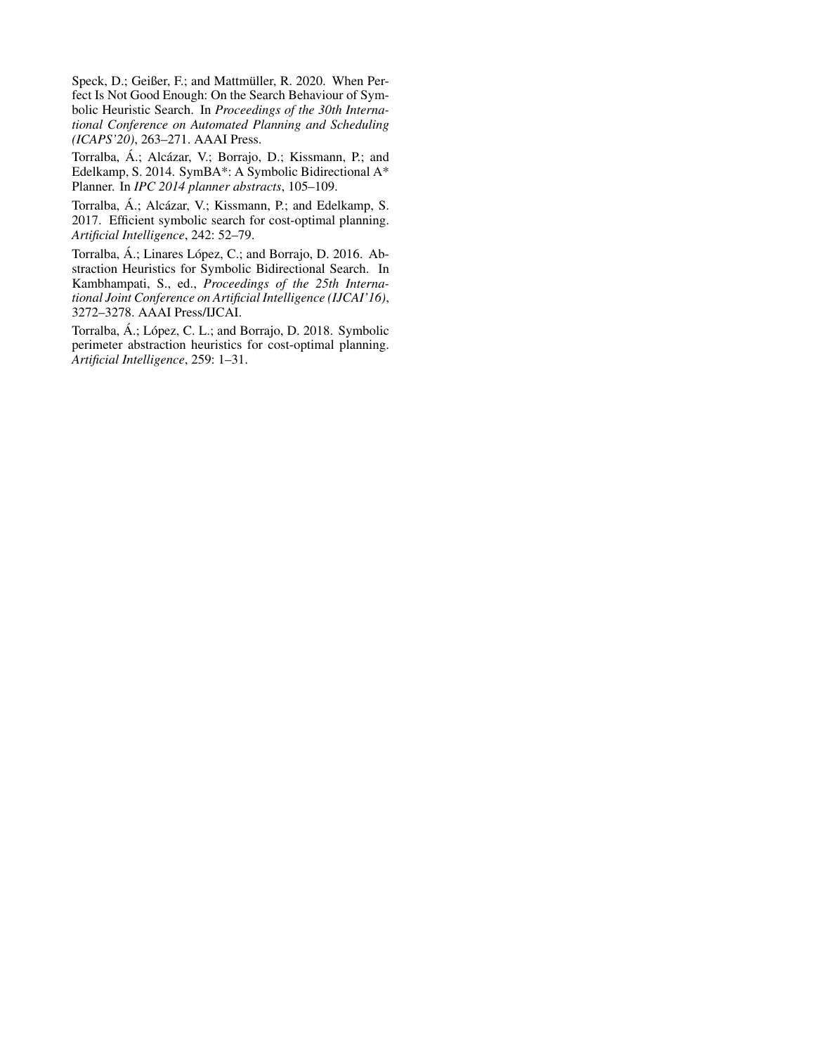Speck, D.; Geißer, F.; and Mattmüller, R. 2020. When Perfect Is Not Good Enough: On the Search Behaviour of Symbolic Heuristic Search. In *Proceedings of the 30th International Conference on Automated Planning and Scheduling (ICAPS'20)*, 263–271. AAAI Press.

Torralba, Á.; Alcázar, V.; Borrajo, D.; Kissmann, P.; and Edelkamp, S. 2014. SymBA*: A Symbolic Bidirectional A* Planner. In *IPC 2014 planner abstracts*, 105–109.

Torralba, Á.; Alcázar, V.; Kissmann, P.; and Edelkamp, S. 2017. Efficient symbolic search for cost-optimal planning. *Artificial Intelligence*, 242: 52–79.

Torralba, Á.; Linares López, C.; and Borrajo, D. 2016. Abstraction Heuristics for Symbolic Bidirectional Search. In Kambhampati, S., ed., *Proceedings of the 25th International Joint Conference on Artificial Intelligence (IJCAI'16)*, 3272–3278. AAAI Press/IJCAI.

Torralba, Á.; López, C. L.; and Borrajo, D. 2018. Symbolic perimeter abstraction heuristics for cost-optimal planning. *Artificial Intelligence*, 259: 1–31.